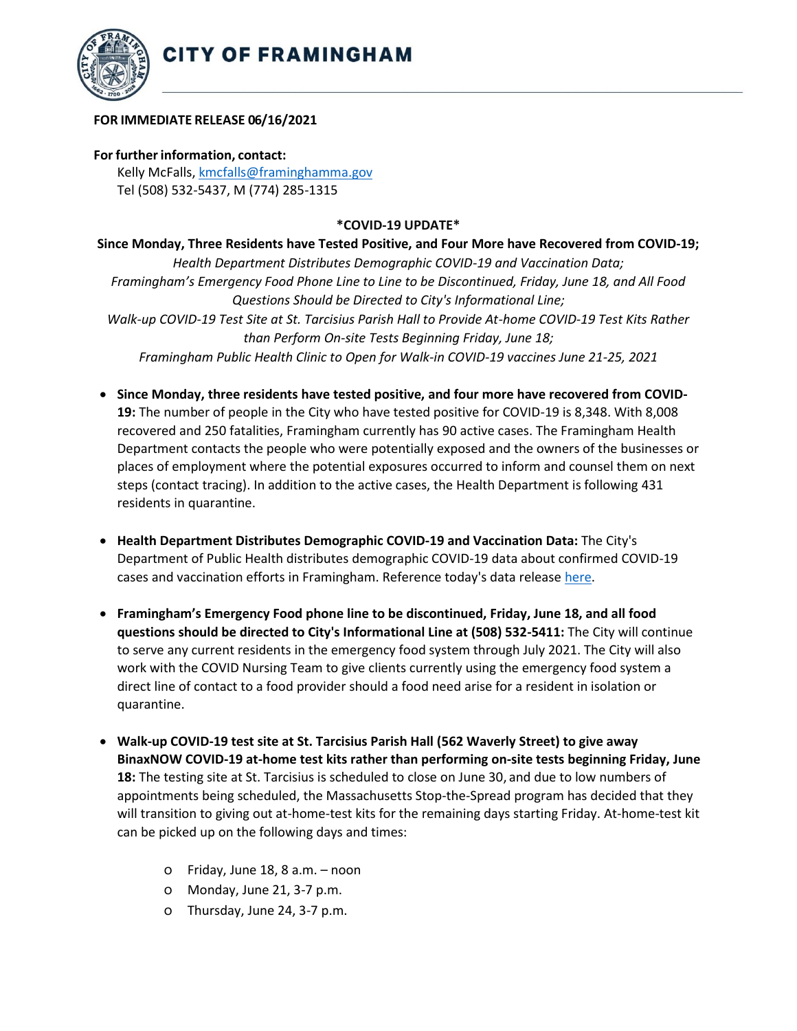# CITY OF FRAMINGHAM

**FOR IMMEDIATE RELEASE 06/16/2021**

**For further information, contact:**
Kelly McFalls, kmcfalls@framinghamma.gov
Tel (508) 532-5437, M (774) 285-1315

**\*COVID-19 UPDATE\***

**Since Monday, Three Residents have Tested Positive, and Four More have Recovered from COVID-19;**
*Health Department Distributes Demographic COVID-19 and Vaccination Data;*
*Framingham's Emergency Food Phone Line to Line to be Discontinued, Friday, June 18, and All Food Questions Should be Directed to City's Informational Line;*
*Walk-up COVID-19 Test Site at St. Tarcisius Parish Hall to Provide At-home COVID-19 Test Kits Rather than Perform On-site Tests Beginning Friday, June 18;*
*Framingham Public Health Clinic to Open for Walk-in COVID-19 vaccines June 21-25, 2021*

- **Since Monday, three residents have tested positive, and four more have recovered from COVID-19:** The number of people in the City who have tested positive for COVID-19 is 8,348. With 8,008 recovered and 250 fatalities, Framingham currently has 90 active cases. The Framingham Health Department contacts the people who were potentially exposed and the owners of the businesses or places of employment where the potential exposures occurred to inform and counsel them on next steps (contact tracing). In addition to the active cases, the Health Department is following 431 residents in quarantine.

- **Health Department Distributes Demographic COVID-19 and Vaccination Data:** The City's Department of Public Health distributes demographic COVID-19 data about confirmed COVID-19 cases and vaccination efforts in Framingham. Reference today's data release here.

- **Framingham's Emergency Food phone line to be discontinued, Friday, June 18, and all food questions should be directed to City's Informational Line at (508) 532-5411:** The City will continue to serve any current residents in the emergency food system through July 2021. The City will also work with the COVID Nursing Team to give clients currently using the emergency food system a direct line of contact to a food provider should a food need arise for a resident in isolation or quarantine.

- **Walk-up COVID-19 test site at St. Tarcisius Parish Hall (562 Waverly Street) to give away BinaxNOW COVID-19 at-home test kits rather than performing on-site tests beginning Friday, June 18:** The testing site at St. Tarcisius is scheduled to close on June 30, and due to low numbers of appointments being scheduled, the Massachusetts Stop-the-Spread program has decided that they will transition to giving out at-home-test kits for the remaining days starting Friday. At-home-test kit can be picked up on the following days and times:
  - Friday, June 18, 8 a.m. – noon
  - Monday, June 21, 3-7 p.m.
  - Thursday, June 24, 3-7 p.m.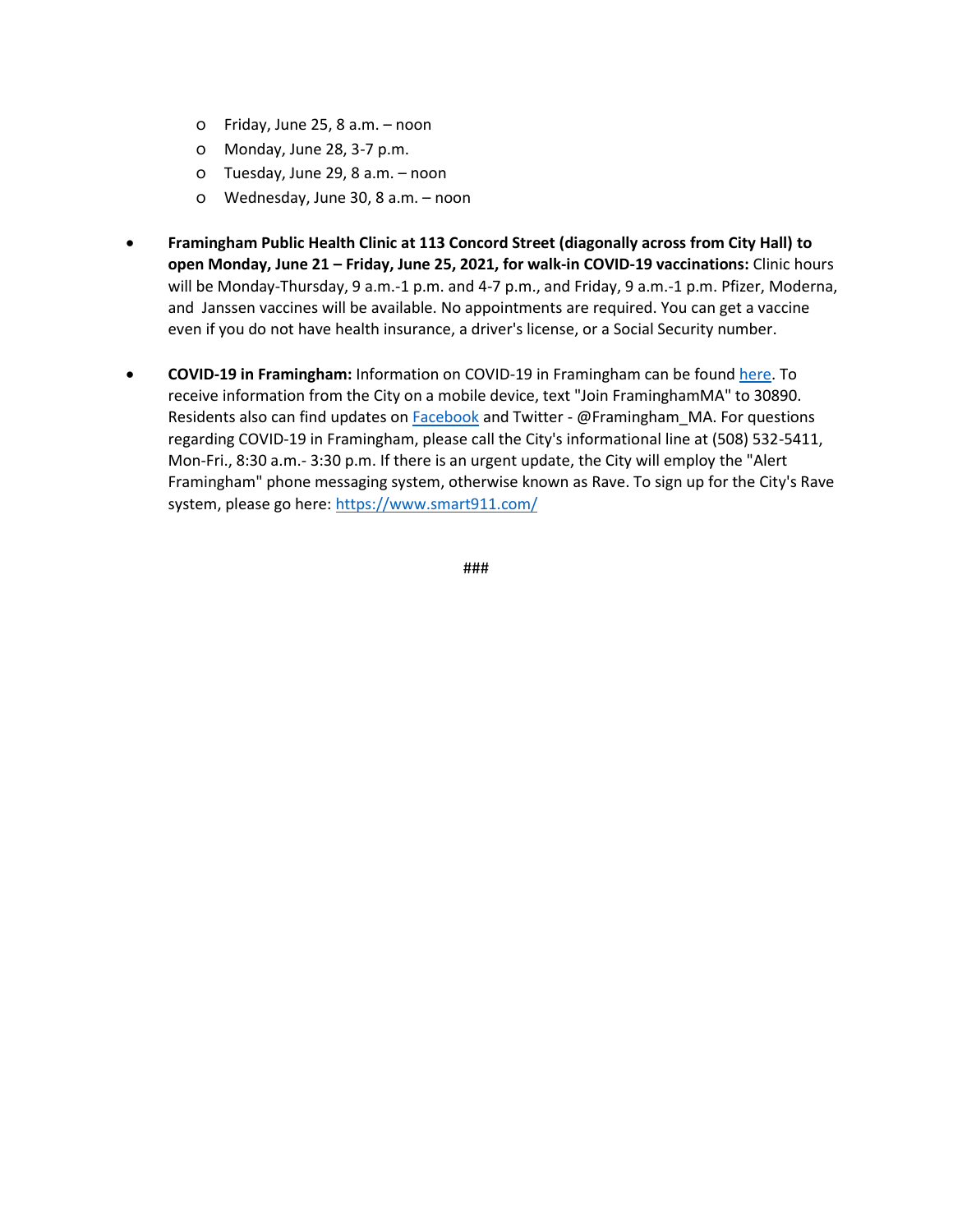- Friday, June 25, 8 a.m. – noon
  - Monday, June 28, 3-7 p.m.
  - Tuesday, June 29, 8 a.m. – noon
  - Wednesday, June 30, 8 a.m. – noon

- **Framingham Public Health Clinic at 113 Concord Street (diagonally across from City Hall) to open Monday, June 21 – Friday, June 25, 2021, for walk-in COVID-19 vaccinations:** Clinic hours will be Monday-Thursday, 9 a.m.-1 p.m. and 4-7 p.m., and Friday, 9 a.m.-1 p.m. Pfizer, Moderna, and Janssen vaccines will be available. No appointments are required. You can get a vaccine even if you do not have health insurance, a driver's license, or a Social Security number.

- **COVID-19 in Framingham:** Information on COVID-19 in Framingham can be found here. To receive information from the City on a mobile device, text "Join FraminghamMA" to 30890. Residents also can find updates on Facebook and Twitter - @Framingham_MA. For questions regarding COVID-19 in Framingham, please call the City's informational line at (508) 532-5411, Mon-Fri., 8:30 a.m.- 3:30 p.m. If there is an urgent update, the City will employ the "Alert Framingham" phone messaging system, otherwise known as Rave. To sign up for the City's Rave system, please go here: https://www.smart911.com/

###